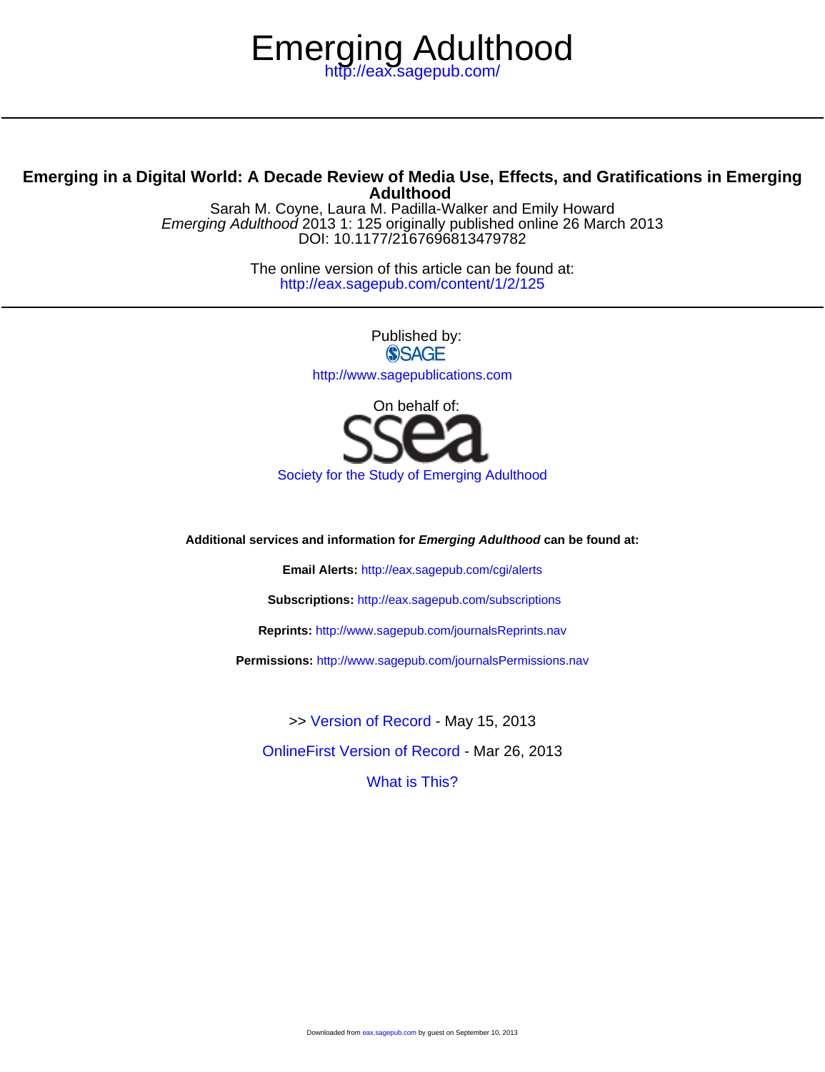# Emerging Adulthood

http://eax.sagepub.com/

## Emerging in a Digital World: A Decade Review of Media Use, Effects, and Gratifications in Emerging Adulthood

Sarah M. Coyne, Laura M. Padilla-Walker and Emily Howard

*Emerging Adulthood* 2013 1: 125 originally published online 26 March 2013

DOI: 10.1177/2167696813479782

The online version of this article can be found at:

http://eax.sagepub.com/content/1/2/125

Published by:

SAGE

http://www.sagepublications.com

On behalf of:

ssea

Society for the Study of Emerging Adulthood

**Additional services and information for *Emerging Adulthood* can be found at:**

**Email Alerts:** http://eax.sagepub.com/cgi/alerts

**Subscriptions:** http://eax.sagepub.com/subscriptions

**Reprints:** http://www.sagepub.com/journalsReprints.nav

**Permissions:** http://www.sagepub.com/journalsPermissions.nav

>> Version of Record - May 15, 2013

OnlineFirst Version of Record - Mar 26, 2013

What is This?

Downloaded from eax.sagepub.com by guest on September 10, 2013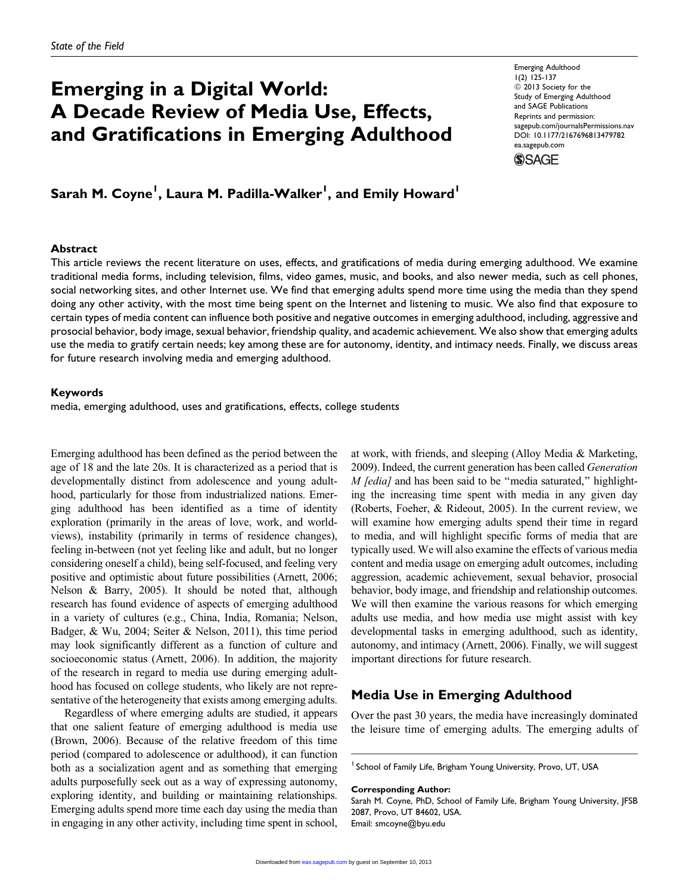State of the Field

# Emerging in a Digital World: A Decade Review of Media Use, Effects, and Gratifications in Emerging Adulthood

Emerging Adulthood
1(2) 125-137
© 2013 Society for the Study of Emerging Adulthood and SAGE Publications
Reprints and permission: sagepub.com/journalsPermissions.nav
DOI: 10.1177/2167696813479782
ea.sagepub.com

**Sarah M. Coyne[1], Laura M. Padilla-Walker[1], and Emily Howard[1]**

### Abstract

This article reviews the recent literature on uses, effects, and gratifications of media during emerging adulthood. We examine traditional media forms, including television, films, video games, music, and books, and also newer media, such as cell phones, social networking sites, and other Internet use. We find that emerging adults spend more time using the media than they spend doing any other activity, with the most time being spent on the Internet and listening to music. We also find that exposure to certain types of media content can influence both positive and negative outcomes in emerging adulthood, including, aggressive and prosocial behavior, body image, sexual behavior, friendship quality, and academic achievement. We also show that emerging adults use the media to gratify certain needs; key among these are for autonomy, identity, and intimacy needs. Finally, we discuss areas for future research involving media and emerging adulthood.

### Keywords

media, emerging adulthood, uses and gratifications, effects, college students

Emerging adulthood has been defined as the period between the age of 18 and the late 20s. It is characterized as a period that is developmentally distinct from adolescence and young adulthood, particularly for those from industrialized nations. Emerging adulthood has been identified as a time of identity exploration (primarily in the areas of love, work, and worldviews), instability (primarily in terms of residence changes), feeling in-between (not yet feeling like and adult, but no longer considering oneself a child), being self-focused, and feeling very positive and optimistic about future possibilities (Arnett, 2006; Nelson & Barry, 2005). It should be noted that, although research has found evidence of aspects of emerging adulthood in a variety of cultures (e.g., China, India, Romania; Nelson, Badger, & Wu, 2004; Seiter & Nelson, 2011), this time period may look significantly different as a function of culture and socioeconomic status (Arnett, 2006). In addition, the majority of the research in regard to media use during emerging adulthood has focused on college students, who likely are not representative of the heterogeneity that exists among emerging adults.

Regardless of where emerging adults are studied, it appears that one salient feature of emerging adulthood is media use (Brown, 2006). Because of the relative freedom of this time period (compared to adolescence or adulthood), it can function both as a socialization agent and as something that emerging adults purposefully seek out as a way of expressing autonomy, exploring identity, and building or maintaining relationships. Emerging adults spend more time each day using the media than in engaging in any other activity, including time spent in school, at work, with friends, and sleeping (Alloy Media & Marketing, 2009). Indeed, the current generation has been called *Generation M [edia]* and has been said to be "media saturated," highlighting the increasing time spent with media in any given day (Roberts, Foeher, & Rideout, 2005). In the current review, we will examine how emerging adults spend their time in regard to media, and will highlight specific forms of media that are typically used. We will also examine the effects of various media content and media usage on emerging adult outcomes, including aggression, academic achievement, sexual behavior, prosocial behavior, body image, and friendship and relationship outcomes. We will then examine the various reasons for which emerging adults use media, and how media use might assist with key developmental tasks in emerging adulthood, such as identity, autonomy, and intimacy (Arnett, 2006). Finally, we will suggest important directions for future research.

## Media Use in Emerging Adulthood

Over the past 30 years, the media have increasingly dominated the leisure time of emerging adults. The emerging adults of

[1] School of Family Life, Brigham Young University, Provo, UT, USA

**Corresponding Author:**
Sarah M. Coyne, PhD, School of Family Life, Brigham Young University, JFSB 2087, Provo, UT 84602, USA.
Email: smcoyne@byu.edu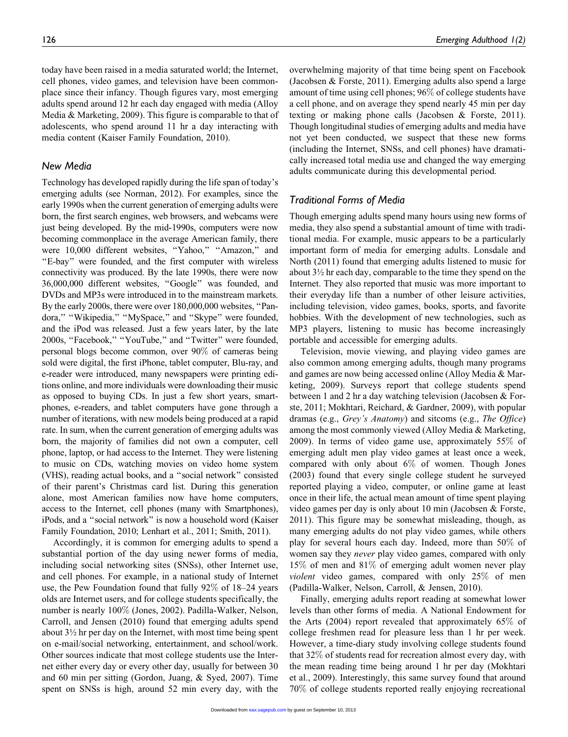today have been raised in a media saturated world; the Internet, cell phones, video games, and television have been commonplace since their infancy. Though figures vary, most emerging adults spend around 12 hr each day engaged with media (Alloy Media & Marketing, 2009). This figure is comparable to that of adolescents, who spend around 11 hr a day interacting with media content (Kaiser Family Foundation, 2010).

### *New Media*

Technology has developed rapidly during the life span of today's emerging adults (see Norman, 2012). For examples, since the early 1990s when the current generation of emerging adults were born, the first search engines, web browsers, and webcams were just being developed. By the mid-1990s, computers were now becoming commonplace in the average American family, there were 10,000 different websites, "Yahoo," "Amazon," and "E-bay" were founded, and the first computer with wireless connectivity was produced. By the late 1990s, there were now 36,000,000 different websites, "Google" was founded, and DVDs and MP3s were introduced in to the mainstream markets. By the early 2000s, there were over 180,000,000 websites, "Pandora," "Wikipedia," "MySpace," and "Skype" were founded, and the iPod was released. Just a few years later, by the late 2000s, "Facebook," "YouTube," and "Twitter" were founded, personal blogs become common, over 90% of cameras being sold were digital, the first iPhone, tablet computer, Blu-ray, and e-reader were introduced, many newspapers were printing editions online, and more individuals were downloading their music as opposed to buying CDs. In just a few short years, smartphones, e-readers, and tablet computers have gone through a number of iterations, with new models being produced at a rapid rate. In sum, when the current generation of emerging adults was born, the majority of families did not own a computer, cell phone, laptop, or had access to the Internet. They were listening to music on CDs, watching movies on video home system (VHS), reading actual books, and a "social network" consisted of their parent's Christmas card list. During this generation alone, most American families now have home computers, access to the Internet, cell phones (many with Smartphones), iPods, and a "social network" is now a household word (Kaiser Family Foundation, 2010; Lenhart et al., 2011; Smith, 2011).

Accordingly, it is common for emerging adults to spend a substantial portion of the day using newer forms of media, including social networking sites (SNSs), other Internet use, and cell phones. For example, in a national study of Internet use, the Pew Foundation found that fully 92% of 18–24 years olds are Internet users, and for college students specifically, the number is nearly 100% (Jones, 2002). Padilla-Walker, Nelson, Carroll, and Jensen (2010) found that emerging adults spend about 3½ hr per day on the Internet, with most time being spent on e-mail/social networking, entertainment, and school/work. Other sources indicate that most college students use the Internet either every day or every other day, usually for between 30 and 60 min per sitting (Gordon, Juang, & Syed, 2007). Time spent on SNSs is high, around 52 min every day, with the overwhelming majority of that time being spent on Facebook (Jacobsen & Forste, 2011). Emerging adults also spend a large amount of time using cell phones; 96% of college students have a cell phone, and on average they spend nearly 45 min per day texting or making phone calls (Jacobsen & Forste, 2011). Though longitudinal studies of emerging adults and media have not yet been conducted, we suspect that these new forms (including the Internet, SNSs, and cell phones) have dramatically increased total media use and changed the way emerging adults communicate during this developmental period.

### *Traditional Forms of Media*

Though emerging adults spend many hours using new forms of media, they also spend a substantial amount of time with traditional media. For example, music appears to be a particularly important form of media for emerging adults. Lonsdale and North (2011) found that emerging adults listened to music for about 3½ hr each day, comparable to the time they spend on the Internet. They also reported that music was more important to their everyday life than a number of other leisure activities, including television, video games, books, sports, and favorite hobbies. With the development of new technologies, such as MP3 players, listening to music has become increasingly portable and accessible for emerging adults.

Television, movie viewing, and playing video games are also common among emerging adults, though many programs and games are now being accessed online (Alloy Media & Marketing, 2009). Surveys report that college students spend between 1 and 2 hr a day watching television (Jacobsen & Forste, 2011; Mokhtari, Reichard, & Gardner, 2009), with popular dramas (e.g., *Grey's Anatomy*) and sitcoms (e.g., *The Office*) among the most commonly viewed (Alloy Media & Marketing, 2009). In terms of video game use, approximately 55% of emerging adult men play video games at least once a week, compared with only about 6% of women. Though Jones (2003) found that every single college student he surveyed reported playing a video, computer, or online game at least once in their life, the actual mean amount of time spent playing video games per day is only about 10 min (Jacobsen & Forste, 2011). This figure may be somewhat misleading, though, as many emerging adults do not play video games, while others play for several hours each day. Indeed, more than 50% of women say they *never* play video games, compared with only 15% of men and 81% of emerging adult women never play *violent* video games, compared with only 25% of men (Padilla-Walker, Nelson, Carroll, & Jensen, 2010).

Finally, emerging adults report reading at somewhat lower levels than other forms of media. A National Endowment for the Arts (2004) report revealed that approximately 65% of college freshmen read for pleasure less than 1 hr per week. However, a time-diary study involving college students found that 32% of students read for recreation almost every day, with the mean reading time being around 1 hr per day (Mokhtari et al., 2009). Interestingly, this same survey found that around 70% of college students reported really enjoying recreational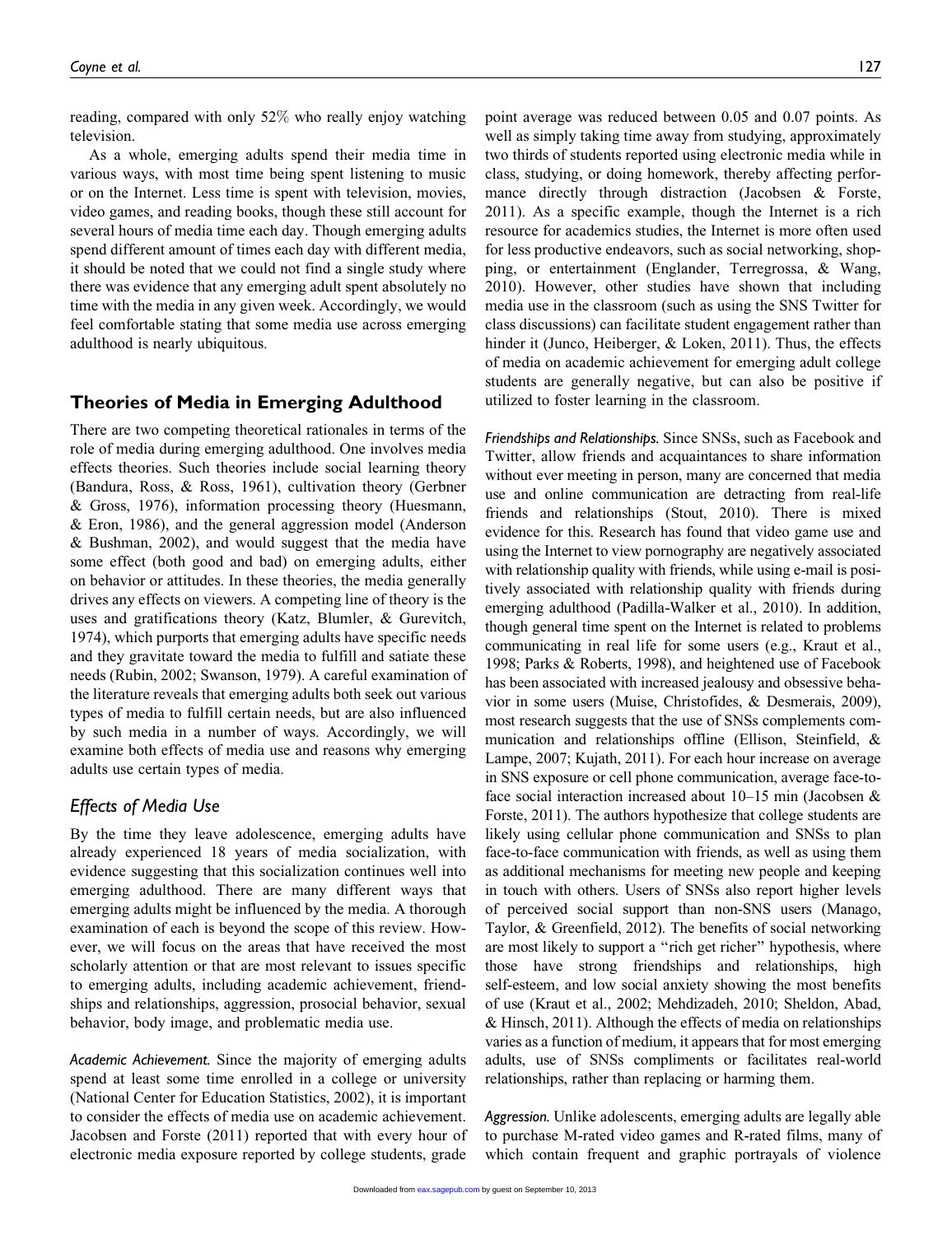reading, compared with only 52% who really enjoy watching television.

As a whole, emerging adults spend their media time in various ways, with most time being spent listening to music or on the Internet. Less time is spent with television, movies, video games, and reading books, though these still account for several hours of media time each day. Though emerging adults spend different amount of times each day with different media, it should be noted that we could not find a single study where there was evidence that any emerging adult spent absolutely no time with the media in any given week. Accordingly, we would feel comfortable stating that some media use across emerging adulthood is nearly ubiquitous.

## Theories of Media in Emerging Adulthood

There are two competing theoretical rationales in terms of the role of media during emerging adulthood. One involves media effects theories. Such theories include social learning theory (Bandura, Ross, & Ross, 1961), cultivation theory (Gerbner & Gross, 1976), information processing theory (Huesmann, & Eron, 1986), and the general aggression model (Anderson & Bushman, 2002), and would suggest that the media have some effect (both good and bad) on emerging adults, either on behavior or attitudes. In these theories, the media generally drives any effects on viewers. A competing line of theory is the uses and gratifications theory (Katz, Blumler, & Gurevitch, 1974), which purports that emerging adults have specific needs and they gravitate toward the media to fulfill and satiate these needs (Rubin, 2002; Swanson, 1979). A careful examination of the literature reveals that emerging adults both seek out various types of media to fulfill certain needs, but are also influenced by such media in a number of ways. Accordingly, we will examine both effects of media use and reasons why emerging adults use certain types of media.

### Effects of Media Use

By the time they leave adolescence, emerging adults have already experienced 18 years of media socialization, with evidence suggesting that this socialization continues well into emerging adulthood. There are many different ways that emerging adults might be influenced by the media. A thorough examination of each is beyond the scope of this review. However, we will focus on the areas that have received the most scholarly attention or that are most relevant to issues specific to emerging adults, including academic achievement, friendships and relationships, aggression, prosocial behavior, sexual behavior, body image, and problematic media use.

*Academic Achievement.* Since the majority of emerging adults spend at least some time enrolled in a college or university (National Center for Education Statistics, 2002), it is important to consider the effects of media use on academic achievement. Jacobsen and Forste (2011) reported that with every hour of electronic media exposure reported by college students, grade point average was reduced between 0.05 and 0.07 points. As well as simply taking time away from studying, approximately two thirds of students reported using electronic media while in class, studying, or doing homework, thereby affecting performance directly through distraction (Jacobsen & Forste, 2011). As a specific example, though the Internet is a rich resource for academics studies, the Internet is more often used for less productive endeavors, such as social networking, shopping, or entertainment (Englander, Terregrossa, & Wang, 2010). However, other studies have shown that including media use in the classroom (such as using the SNS Twitter for class discussions) can facilitate student engagement rather than hinder it (Junco, Heiberger, & Loken, 2011). Thus, the effects of media on academic achievement for emerging adult college students are generally negative, but can also be positive if utilized to foster learning in the classroom.

*Friendships and Relationships.* Since SNSs, such as Facebook and Twitter, allow friends and acquaintances to share information without ever meeting in person, many are concerned that media use and online communication are detracting from real-life friends and relationships (Stout, 2010). There is mixed evidence for this. Research has found that video game use and using the Internet to view pornography are negatively associated with relationship quality with friends, while using e-mail is positively associated with relationship quality with friends during emerging adulthood (Padilla-Walker et al., 2010). In addition, though general time spent on the Internet is related to problems communicating in real life for some users (e.g., Kraut et al., 1998; Parks & Roberts, 1998), and heightened use of Facebook has been associated with increased jealousy and obsessive behavior in some users (Muise, Christofides, & Desmerais, 2009), most research suggests that the use of SNSs complements communication and relationships offline (Ellison, Steinfield, & Lampe, 2007; Kujath, 2011). For each hour increase on average in SNS exposure or cell phone communication, average face-to-face social interaction increased about 10–15 min (Jacobsen & Forste, 2011). The authors hypothesize that college students are likely using cellular phone communication and SNSs to plan face-to-face communication with friends, as well as using them as additional mechanisms for meeting new people and keeping in touch with others. Users of SNSs also report higher levels of perceived social support than non-SNS users (Manago, Taylor, & Greenfield, 2012). The benefits of social networking are most likely to support a "rich get richer" hypothesis, where those have strong friendships and relationships, high self-esteem, and low social anxiety showing the most benefits of use (Kraut et al., 2002; Mehdizadeh, 2010; Sheldon, Abad, & Hinsch, 2011). Although the effects of media on relationships varies as a function of medium, it appears that for most emerging adults, use of SNSs compliments or facilitates real-world relationships, rather than replacing or harming them.

*Aggression.* Unlike adolescents, emerging adults are legally able to purchase M-rated video games and R-rated films, many of which contain frequent and graphic portrayals of violence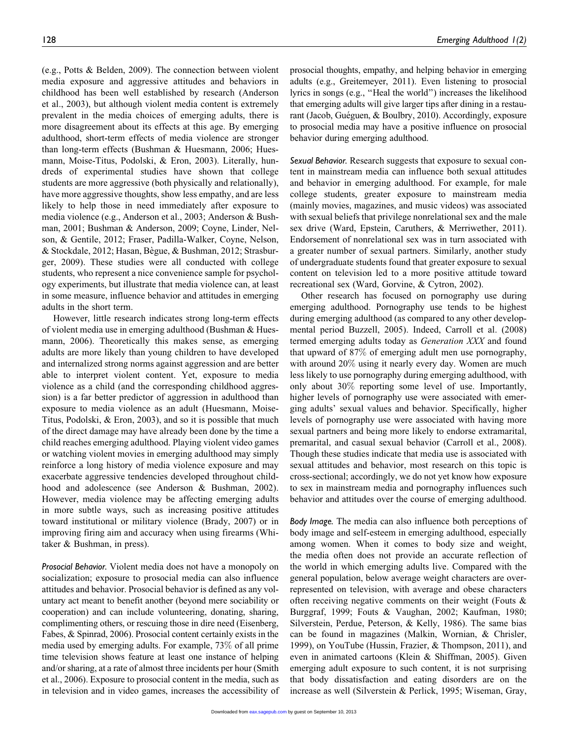(e.g., Potts & Belden, 2009). The connection between violent media exposure and aggressive attitudes and behaviors in childhood has been well established by research (Anderson et al., 2003), but although violent media content is extremely prevalent in the media choices of emerging adults, there is more disagreement about its effects at this age. By emerging adulthood, short-term effects of media violence are stronger than long-term effects (Bushman & Huesmann, 2006; Huesmann, Moise-Titus, Podolski, & Eron, 2003). Literally, hundreds of experimental studies have shown that college students are more aggressive (both physically and relationally), have more aggressive thoughts, show less empathy, and are less likely to help those in need immediately after exposure to media violence (e.g., Anderson et al., 2003; Anderson & Bushman, 2001; Bushman & Anderson, 2009; Coyne, Linder, Nelson, & Gentile, 2012; Fraser, Padilla-Walker, Coyne, Nelson, & Stockdale, 2012; Hasan, Bègue, & Bushman, 2012; Strasburger, 2009). These studies were all conducted with college students, who represent a nice convenience sample for psychology experiments, but illustrate that media violence can, at least in some measure, influence behavior and attitudes in emerging adults in the short term.

However, little research indicates strong long-term effects of violent media use in emerging adulthood (Bushman & Huesmann, 2006). Theoretically this makes sense, as emerging adults are more likely than young children to have developed and internalized strong norms against aggression and are better able to interpret violent content. Yet, exposure to media violence as a child (and the corresponding childhood aggression) is a far better predictor of aggression in adulthood than exposure to media violence as an adult (Huesmann, Moise-Titus, Podolski, & Eron, 2003), and so it is possible that much of the direct damage may have already been done by the time a child reaches emerging adulthood. Playing violent video games or watching violent movies in emerging adulthood may simply reinforce a long history of media violence exposure and may exacerbate aggressive tendencies developed throughout childhood and adolescence (see Anderson & Bushman, 2002). However, media violence may be affecting emerging adults in more subtle ways, such as increasing positive attitudes toward institutional or military violence (Brady, 2007) or in improving firing aim and accuracy when using firearms (Whitaker & Bushman, in press).

*Prosocial Behavior.* Violent media does not have a monopoly on socialization; exposure to prosocial media can also influence attitudes and behavior. Prosocial behavior is defined as any voluntary act meant to benefit another (beyond mere sociability or cooperation) and can include volunteering, donating, sharing, complimenting others, or rescuing those in dire need (Eisenberg, Fabes, & Spinrad, 2006). Prosocial content certainly exists in the media used by emerging adults. For example, 73% of all prime time television shows feature at least one instance of helping and/or sharing, at a rate of almost three incidents per hour (Smith et al., 2006). Exposure to prosocial content in the media, such as in television and in video games, increases the accessibility of prosocial thoughts, empathy, and helping behavior in emerging adults (e.g., Greitemeyer, 2011). Even listening to prosocial lyrics in songs (e.g., "Heal the world") increases the likelihood that emerging adults will give larger tips after dining in a restaurant (Jacob, Guéguen, & Boulbry, 2010). Accordingly, exposure to prosocial media may have a positive influence on prosocial behavior during emerging adulthood.

*Sexual Behavior.* Research suggests that exposure to sexual content in mainstream media can influence both sexual attitudes and behavior in emerging adulthood. For example, for male college students, greater exposure to mainstream media (mainly movies, magazines, and music videos) was associated with sexual beliefs that privilege nonrelational sex and the male sex drive (Ward, Epstein, Caruthers, & Merriwether, 2011). Endorsement of nonrelational sex was in turn associated with a greater number of sexual partners. Similarly, another study of undergraduate students found that greater exposure to sexual content on television led to a more positive attitude toward recreational sex (Ward, Gorvine, & Cytron, 2002).

Other research has focused on pornography use during emerging adulthood. Pornography use tends to be highest during emerging adulthood (as compared to any other developmental period Buzzell, 2005). Indeed, Carroll et al. (2008) termed emerging adults today as *Generation XXX* and found that upward of 87% of emerging adult men use pornography, with around 20% using it nearly every day. Women are much less likely to use pornography during emerging adulthood, with only about 30% reporting some level of use. Importantly, higher levels of pornography use were associated with emerging adults' sexual values and behavior. Specifically, higher levels of pornography use were associated with having more sexual partners and being more likely to endorse extramarital, premarital, and casual sexual behavior (Carroll et al., 2008). Though these studies indicate that media use is associated with sexual attitudes and behavior, most research on this topic is cross-sectional; accordingly, we do not yet know how exposure to sex in mainstream media and pornography influences such behavior and attitudes over the course of emerging adulthood.

*Body Image.* The media can also influence both perceptions of body image and self-esteem in emerging adulthood, especially among women. When it comes to body size and weight, the media often does not provide an accurate reflection of the world in which emerging adults live. Compared with the general population, below average weight characters are overrepresented on television, with average and obese characters often receiving negative comments on their weight (Fouts & Burggraf, 1999; Fouts & Vaughan, 2002; Kaufman, 1980; Silverstein, Perdue, Peterson, & Kelly, 1986). The same bias can be found in magazines (Malkin, Wornian, & Chrisler, 1999), on YouTube (Hussin, Frazier, & Thompson, 2011), and even in animated cartoons (Klein & Shiffman, 2005). Given emerging adult exposure to such content, it is not surprising that body dissatisfaction and eating disorders are on the increase as well (Silverstein & Perlick, 1995; Wiseman, Gray,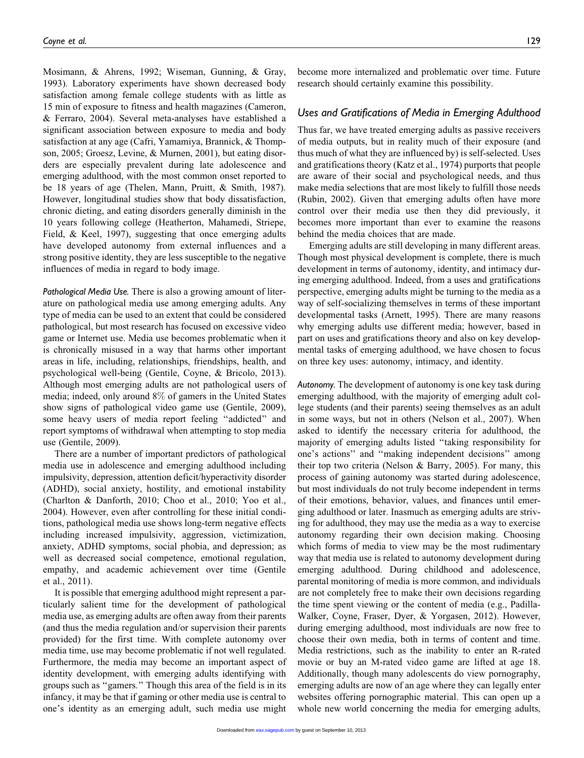Mosimann, & Ahrens, 1992; Wiseman, Gunning, & Gray, 1993). Laboratory experiments have shown decreased body satisfaction among female college students with as little as 15 min of exposure to fitness and health magazines (Cameron, & Ferraro, 2004). Several meta-analyses have established a significant association between exposure to media and body satisfaction at any age (Cafri, Yamamiya, Brannick, & Thompson, 2005; Groesz, Levine, & Murnen, 2001), but eating disorders are especially prevalent during late adolescence and emerging adulthood, with the most common onset reported to be 18 years of age (Thelen, Mann, Pruitt, & Smith, 1987). However, longitudinal studies show that body dissatisfaction, chronic dieting, and eating disorders generally diminish in the 10 years following college (Heatherton, Mahamedi, Striepe, Field, & Keel, 1997), suggesting that once emerging adults have developed autonomy from external influences and a strong positive identity, they are less susceptible to the negative influences of media in regard to body image.

*Pathological Media Use.* There is also a growing amount of literature on pathological media use among emerging adults. Any type of media can be used to an extent that could be considered pathological, but most research has focused on excessive video game or Internet use. Media use becomes problematic when it is chronically misused in a way that harms other important areas in life, including, relationships, friendships, health, and psychological well-being (Gentile, Coyne, & Bricolo, 2013). Although most emerging adults are not pathological users of media; indeed, only around 8% of gamers in the United States show signs of pathological video game use (Gentile, 2009), some heavy users of media report feeling ''addicted'' and report symptoms of withdrawal when attempting to stop media use (Gentile, 2009).

There are a number of important predictors of pathological media use in adolescence and emerging adulthood including impulsivity, depression, attention deficit/hyperactivity disorder (ADHD), social anxiety, hostility, and emotional instability (Charlton & Danforth, 2010; Choo et al., 2010; Yoo et al., 2004). However, even after controlling for these initial conditions, pathological media use shows long-term negative effects including increased impulsivity, aggression, victimization, anxiety, ADHD symptoms, social phobia, and depression; as well as decreased social competence, emotional regulation, empathy, and academic achievement over time (Gentile et al., 2011).

It is possible that emerging adulthood might represent a particularly salient time for the development of pathological media use, as emerging adults are often away from their parents (and thus the media regulation and/or supervision their parents provided) for the first time. With complete autonomy over media time, use may become problematic if not well regulated. Furthermore, the media may become an important aspect of identity development, with emerging adults identifying with groups such as ''gamers.'' Though this area of the field is in its infancy, it may be that if gaming or other media use is central to one's identity as an emerging adult, such media use might become more internalized and problematic over time. Future research should certainly examine this possibility.

## Uses and Gratifications of Media in Emerging Adulthood

Thus far, we have treated emerging adults as passive receivers of media outputs, but in reality much of their exposure (and thus much of what they are influenced by) is self-selected. Uses and gratifications theory (Katz et al., 1974) purports that people are aware of their social and psychological needs, and thus make media selections that are most likely to fulfill those needs (Rubin, 2002). Given that emerging adults often have more control over their media use then they did previously, it becomes more important than ever to examine the reasons behind the media choices that are made.

Emerging adults are still developing in many different areas. Though most physical development is complete, there is much development in terms of autonomy, identity, and intimacy during emerging adulthood. Indeed, from a uses and gratifications perspective, emerging adults might be turning to the media as a way of self-socializing themselves in terms of these important developmental tasks (Arnett, 1995). There are many reasons why emerging adults use different media; however, based in part on uses and gratifications theory and also on key developmental tasks of emerging adulthood, we have chosen to focus on three key uses: autonomy, intimacy, and identity.

*Autonomy.* The development of autonomy is one key task during emerging adulthood, with the majority of emerging adult college students (and their parents) seeing themselves as an adult in some ways, but not in others (Nelson et al., 2007). When asked to identify the necessary criteria for adulthood, the majority of emerging adults listed ''taking responsibility for one's actions'' and ''making independent decisions'' among their top two criteria (Nelson & Barry, 2005). For many, this process of gaining autonomy was started during adolescence, but most individuals do not truly become independent in terms of their emotions, behavior, values, and finances until emerging adulthood or later. Inasmuch as emerging adults are striving for adulthood, they may use the media as a way to exercise autonomy regarding their own decision making. Choosing which forms of media to view may be the most rudimentary way that media use is related to autonomy development during emerging adulthood. During childhood and adolescence, parental monitoring of media is more common, and individuals are not completely free to make their own decisions regarding the time spent viewing or the content of media (e.g., Padilla-Walker, Coyne, Fraser, Dyer, & Yorgasen, 2012). However, during emerging adulthood, most individuals are now free to choose their own media, both in terms of content and time. Media restrictions, such as the inability to enter an R-rated movie or buy an M-rated video game are lifted at age 18. Additionally, though many adolescents do view pornography, emerging adults are now of an age where they can legally enter websites offering pornographic material. This can open up a whole new world concerning the media for emerging adults,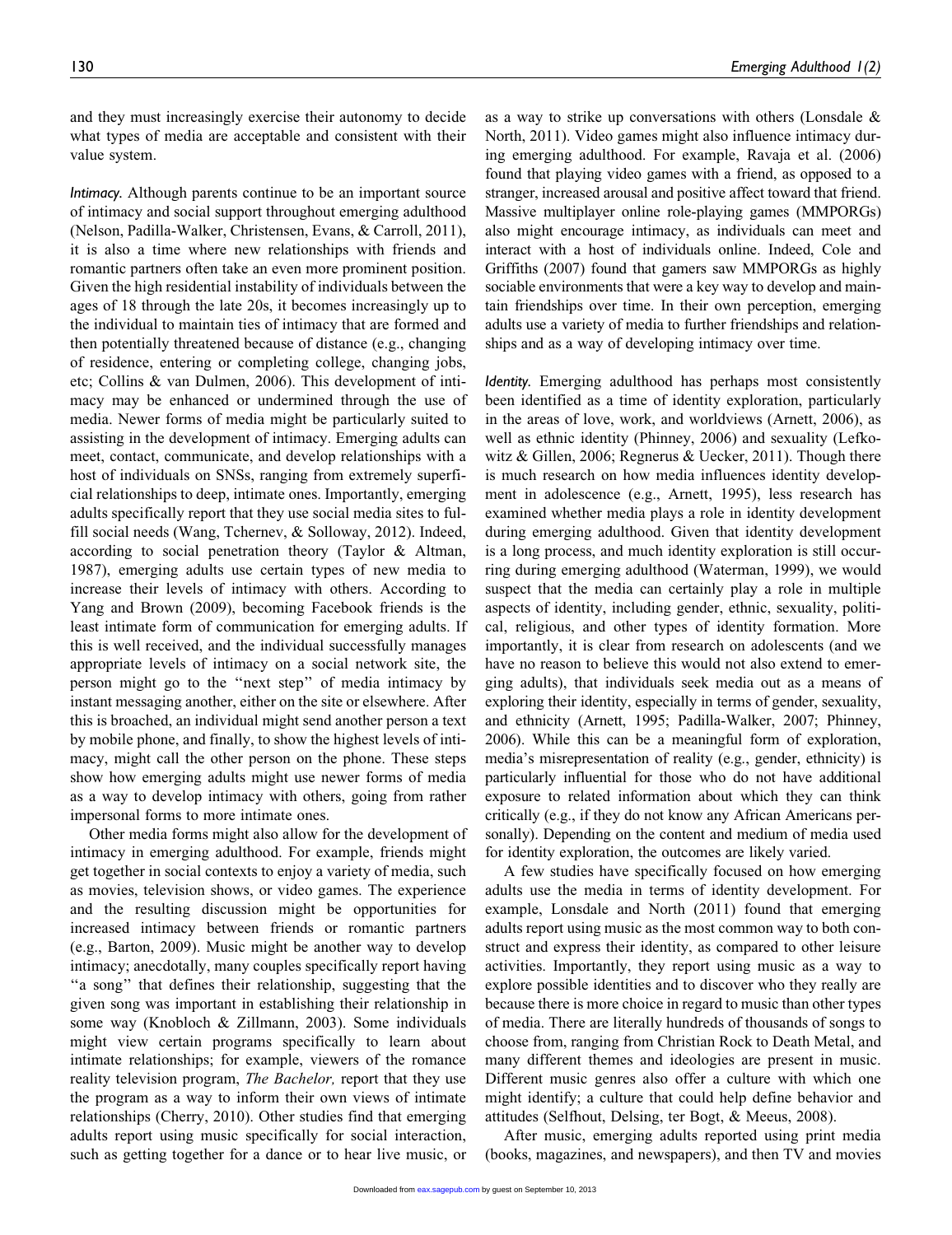and they must increasingly exercise their autonomy to decide what types of media are acceptable and consistent with their value system.

*Intimacy.* Although parents continue to be an important source of intimacy and social support throughout emerging adulthood (Nelson, Padilla-Walker, Christensen, Evans, & Carroll, 2011), it is also a time where new relationships with friends and romantic partners often take an even more prominent position. Given the high residential instability of individuals between the ages of 18 through the late 20s, it becomes increasingly up to the individual to maintain ties of intimacy that are formed and then potentially threatened because of distance (e.g., changing of residence, entering or completing college, changing jobs, etc; Collins & van Dulmen, 2006). This development of intimacy may be enhanced or undermined through the use of media. Newer forms of media might be particularly suited to assisting in the development of intimacy. Emerging adults can meet, contact, communicate, and develop relationships with a host of individuals on SNSs, ranging from extremely superficial relationships to deep, intimate ones. Importantly, emerging adults specifically report that they use social media sites to fulfill social needs (Wang, Tchernev, & Solloway, 2012). Indeed, according to social penetration theory (Taylor & Altman, 1987), emerging adults use certain types of new media to increase their levels of intimacy with others. According to Yang and Brown (2009), becoming Facebook friends is the least intimate form of communication for emerging adults. If this is well received, and the individual successfully manages appropriate levels of intimacy on a social network site, the person might go to the "next step" of media intimacy by instant messaging another, either on the site or elsewhere. After this is broached, an individual might send another person a text by mobile phone, and finally, to show the highest levels of intimacy, might call the other person on the phone. These steps show how emerging adults might use newer forms of media as a way to develop intimacy with others, going from rather impersonal forms to more intimate ones.

Other media forms might also allow for the development of intimacy in emerging adulthood. For example, friends might get together in social contexts to enjoy a variety of media, such as movies, television shows, or video games. The experience and the resulting discussion might be opportunities for increased intimacy between friends or romantic partners (e.g., Barton, 2009). Music might be another way to develop intimacy; anecdotally, many couples specifically report having "a song" that defines their relationship, suggesting that the given song was important in establishing their relationship in some way (Knobloch & Zillmann, 2003). Some individuals might view certain programs specifically to learn about intimate relationships; for example, viewers of the romance reality television program, *The Bachelor,* report that they use the program as a way to inform their own views of intimate relationships (Cherry, 2010). Other studies find that emerging adults report using music specifically for social interaction, such as getting together for a dance or to hear live music, or as a way to strike up conversations with others (Lonsdale & North, 2011). Video games might also influence intimacy during emerging adulthood. For example, Ravaja et al. (2006) found that playing video games with a friend, as opposed to a stranger, increased arousal and positive affect toward that friend. Massive multiplayer online role-playing games (MMPORGs) also might encourage intimacy, as individuals can meet and interact with a host of individuals online. Indeed, Cole and Griffiths (2007) found that gamers saw MMPORGs as highly sociable environments that were a key way to develop and maintain friendships over time. In their own perception, emerging adults use a variety of media to further friendships and relationships and as a way of developing intimacy over time.

*Identity.* Emerging adulthood has perhaps most consistently been identified as a time of identity exploration, particularly in the areas of love, work, and worldviews (Arnett, 2006), as well as ethnic identity (Phinney, 2006) and sexuality (Lefkowitz & Gillen, 2006; Regnerus & Uecker, 2011). Though there is much research on how media influences identity development in adolescence (e.g., Arnett, 1995), less research has examined whether media plays a role in identity development during emerging adulthood. Given that identity development is a long process, and much identity exploration is still occurring during emerging adulthood (Waterman, 1999), we would suspect that the media can certainly play a role in multiple aspects of identity, including gender, ethnic, sexuality, political, religious, and other types of identity formation. More importantly, it is clear from research on adolescents (and we have no reason to believe this would not also extend to emerging adults), that individuals seek media out as a means of exploring their identity, especially in terms of gender, sexuality, and ethnicity (Arnett, 1995; Padilla-Walker, 2007; Phinney, 2006). While this can be a meaningful form of exploration, media's misrepresentation of reality (e.g., gender, ethnicity) is particularly influential for those who do not have additional exposure to related information about which they can think critically (e.g., if they do not know any African Americans personally). Depending on the content and medium of media used for identity exploration, the outcomes are likely varied.

A few studies have specifically focused on how emerging adults use the media in terms of identity development. For example, Lonsdale and North (2011) found that emerging adults report using music as the most common way to both construct and express their identity, as compared to other leisure activities. Importantly, they report using music as a way to explore possible identities and to discover who they really are because there is more choice in regard to music than other types of media. There are literally hundreds of thousands of songs to choose from, ranging from Christian Rock to Death Metal, and many different themes and ideologies are present in music. Different music genres also offer a culture with which one might identify; a culture that could help define behavior and attitudes (Selfhout, Delsing, ter Bogt, & Meeus, 2008).

After music, emerging adults reported using print media (books, magazines, and newspapers), and then TV and movies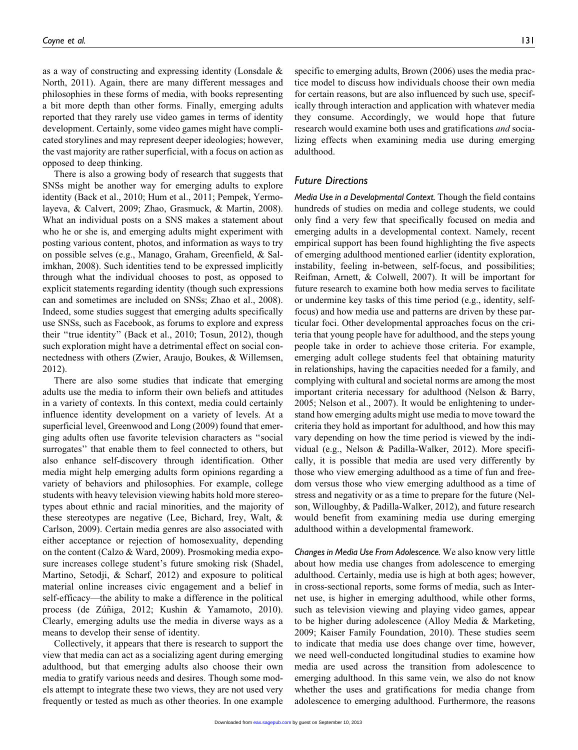as a way of constructing and expressing identity (Lonsdale & North, 2011). Again, there are many different messages and philosophies in these forms of media, with books representing a bit more depth than other forms. Finally, emerging adults reported that they rarely use video games in terms of identity development. Certainly, some video games might have complicated storylines and may represent deeper ideologies; however, the vast majority are rather superficial, with a focus on action as opposed to deep thinking.

There is also a growing body of research that suggests that SNSs might be another way for emerging adults to explore identity (Back et al., 2010; Hum et al., 2011; Pempek, Yermolayeva, & Calvert, 2009; Zhao, Grasmuck, & Martin, 2008). What an individual posts on a SNS makes a statement about who he or she is, and emerging adults might experiment with posting various content, photos, and information as ways to try on possible selves (e.g., Manago, Graham, Greenfield, & Salimkhan, 2008). Such identities tend to be expressed implicitly through what the individual chooses to post, as opposed to explicit statements regarding identity (though such expressions can and sometimes are included on SNSs; Zhao et al., 2008). Indeed, some studies suggest that emerging adults specifically use SNSs, such as Facebook, as forums to explore and express their ''true identity'' (Back et al., 2010; Tosun, 2012), though such exploration might have a detrimental effect on social connectedness with others (Zwier, Araujo, Boukes, & Willemsen, 2012).

There are also some studies that indicate that emerging adults use the media to inform their own beliefs and attitudes in a variety of contexts. In this context, media could certainly influence identity development on a variety of levels. At a superficial level, Greenwood and Long (2009) found that emerging adults often use favorite television characters as ''social surrogates'' that enable them to feel connected to others, but also enhance self-discovery through identification. Other media might help emerging adults form opinions regarding a variety of behaviors and philosophies. For example, college students with heavy television viewing habits hold more stereotypes about ethnic and racial minorities, and the majority of these stereotypes are negative (Lee, Bichard, Irey, Walt, & Carlson, 2009). Certain media genres are also associated with either acceptance or rejection of homosexuality, depending on the content (Calzo & Ward, 2009). Prosmoking media exposure increases college student's future smoking risk (Shadel, Martino, Setodji, & Scharf, 2012) and exposure to political material online increases civic engagement and a belief in self-efficacy—the ability to make a difference in the political process (de Zúñiga, 2012; Kushin & Yamamoto, 2010). Clearly, emerging adults use the media in diverse ways as a means to develop their sense of identity.

Collectively, it appears that there is research to support the view that media can act as a socializing agent during emerging adulthood, but that emerging adults also choose their own media to gratify various needs and desires. Though some models attempt to integrate these two views, they are not used very frequently or tested as much as other theories. In one example specific to emerging adults, Brown (2006) uses the media practice model to discuss how individuals choose their own media for certain reasons, but are also influenced by such use, specifically through interaction and application with whatever media they consume. Accordingly, we would hope that future research would examine both uses and gratifications *and* socializing effects when examining media use during emerging adulthood.

## Future Directions

*Media Use in a Developmental Context.* Though the field contains hundreds of studies on media and college students, we could only find a very few that specifically focused on media and emerging adults in a developmental context. Namely, recent empirical support has been found highlighting the five aspects of emerging adulthood mentioned earlier (identity exploration, instability, feeling in-between, self-focus, and possibilities; Reifman, Arnett, & Colwell, 2007). It will be important for future research to examine both how media serves to facilitate or undermine key tasks of this time period (e.g., identity, self-focus) and how media use and patterns are driven by these particular foci. Other developmental approaches focus on the criteria that young people have for adulthood, and the steps young people take in order to achieve those criteria. For example, emerging adult college students feel that obtaining maturity in relationships, having the capacities needed for a family, and complying with cultural and societal norms are among the most important criteria necessary for adulthood (Nelson & Barry, 2005; Nelson et al., 2007). It would be enlightening to understand how emerging adults might use media to move toward the criteria they hold as important for adulthood, and how this may vary depending on how the time period is viewed by the individual (e.g., Nelson & Padilla-Walker, 2012). More specifically, it is possible that media are used very differently by those who view emerging adulthood as a time of fun and freedom versus those who view emerging adulthood as a time of stress and negativity or as a time to prepare for the future (Nelson, Willoughby, & Padilla-Walker, 2012), and future research would benefit from examining media use during emerging adulthood within a developmental framework.

*Changes in Media Use From Adolescence.* We also know very little about how media use changes from adolescence to emerging adulthood. Certainly, media use is high at both ages; however, in cross-sectional reports, some forms of media, such as Internet use, is higher in emerging adulthood, while other forms, such as television viewing and playing video games, appear to be higher during adolescence (Alloy Media & Marketing, 2009; Kaiser Family Foundation, 2010). These studies seem to indicate that media use does change over time, however, we need well-conducted longitudinal studies to examine how media are used across the transition from adolescence to emerging adulthood. In this same vein, we also do not know whether the uses and gratifications for media change from adolescence to emerging adulthood. Furthermore, the reasons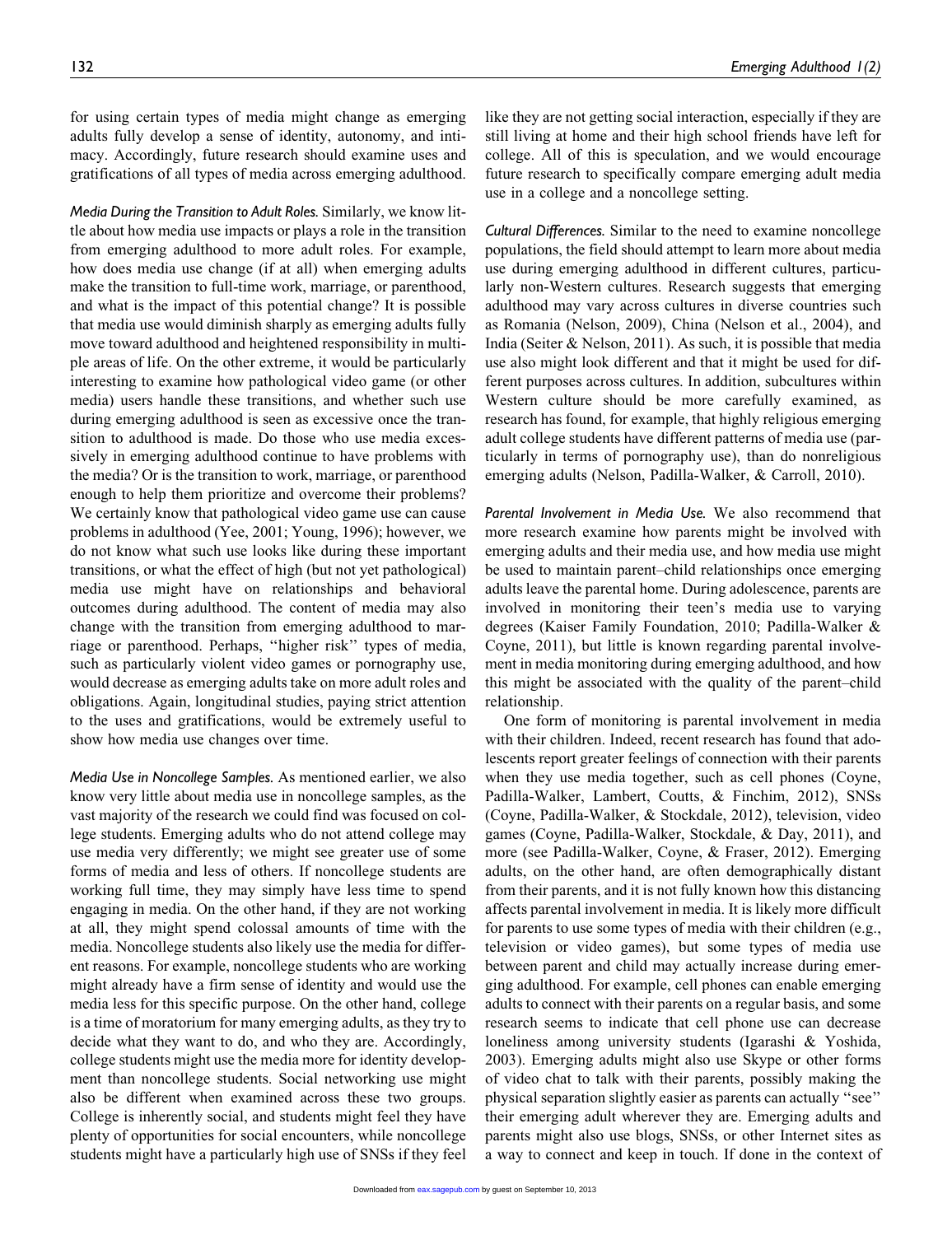for using certain types of media might change as emerging adults fully develop a sense of identity, autonomy, and intimacy. Accordingly, future research should examine uses and gratifications of all types of media across emerging adulthood.

*Media During the Transition to Adult Roles.* Similarly, we know little about how media use impacts or plays a role in the transition from emerging adulthood to more adult roles. For example, how does media use change (if at all) when emerging adults make the transition to full-time work, marriage, or parenthood, and what is the impact of this potential change? It is possible that media use would diminish sharply as emerging adults fully move toward adulthood and heightened responsibility in multiple areas of life. On the other extreme, it would be particularly interesting to examine how pathological video game (or other media) users handle these transitions, and whether such use during emerging adulthood is seen as excessive once the transition to adulthood is made. Do those who use media excessively in emerging adulthood continue to have problems with the media? Or is the transition to work, marriage, or parenthood enough to help them prioritize and overcome their problems? We certainly know that pathological video game use can cause problems in adulthood (Yee, 2001; Young, 1996); however, we do not know what such use looks like during these important transitions, or what the effect of high (but not yet pathological) media use might have on relationships and behavioral outcomes during adulthood. The content of media may also change with the transition from emerging adulthood to marriage or parenthood. Perhaps, ''higher risk'' types of media, such as particularly violent video games or pornography use, would decrease as emerging adults take on more adult roles and obligations. Again, longitudinal studies, paying strict attention to the uses and gratifications, would be extremely useful to show how media use changes over time.

*Media Use in Noncollege Samples.* As mentioned earlier, we also know very little about media use in noncollege samples, as the vast majority of the research we could find was focused on college students. Emerging adults who do not attend college may use media very differently; we might see greater use of some forms of media and less of others. If noncollege students are working full time, they may simply have less time to spend engaging in media. On the other hand, if they are not working at all, they might spend colossal amounts of time with the media. Noncollege students also likely use the media for different reasons. For example, noncollege students who are working might already have a firm sense of identity and would use the media less for this specific purpose. On the other hand, college is a time of moratorium for many emerging adults, as they try to decide what they want to do, and who they are. Accordingly, college students might use the media more for identity development than noncollege students. Social networking use might also be different when examined across these two groups. College is inherently social, and students might feel they have plenty of opportunities for social encounters, while noncollege students might have a particularly high use of SNSs if they feel like they are not getting social interaction, especially if they are still living at home and their high school friends have left for college. All of this is speculation, and we would encourage future research to specifically compare emerging adult media use in a college and a noncollege setting.

*Cultural Differences.* Similar to the need to examine noncollege populations, the field should attempt to learn more about media use during emerging adulthood in different cultures, particularly non-Western cultures. Research suggests that emerging adulthood may vary across cultures in diverse countries such as Romania (Nelson, 2009), China (Nelson et al., 2004), and India (Seiter & Nelson, 2011). As such, it is possible that media use also might look different and that it might be used for different purposes across cultures. In addition, subcultures within Western culture should be more carefully examined, as research has found, for example, that highly religious emerging adult college students have different patterns of media use (particularly in terms of pornography use), than do nonreligious emerging adults (Nelson, Padilla-Walker, & Carroll, 2010).

*Parental Involvement in Media Use.* We also recommend that more research examine how parents might be involved with emerging adults and their media use, and how media use might be used to maintain parent–child relationships once emerging adults leave the parental home. During adolescence, parents are involved in monitoring their teen's media use to varying degrees (Kaiser Family Foundation, 2010; Padilla-Walker & Coyne, 2011), but little is known regarding parental involvement in media monitoring during emerging adulthood, and how this might be associated with the quality of the parent–child relationship.

One form of monitoring is parental involvement in media with their children. Indeed, recent research has found that adolescents report greater feelings of connection with their parents when they use media together, such as cell phones (Coyne, Padilla-Walker, Lambert, Coutts, & Finchim, 2012), SNSs (Coyne, Padilla-Walker, & Stockdale, 2012), television, video games (Coyne, Padilla-Walker, Stockdale, & Day, 2011), and more (see Padilla-Walker, Coyne, & Fraser, 2012). Emerging adults, on the other hand, are often demographically distant from their parents, and it is not fully known how this distancing affects parental involvement in media. It is likely more difficult for parents to use some types of media with their children (e.g., television or video games), but some types of media use between parent and child may actually increase during emerging adulthood. For example, cell phones can enable emerging adults to connect with their parents on a regular basis, and some research seems to indicate that cell phone use can decrease loneliness among university students (Igarashi & Yoshida, 2003). Emerging adults might also use Skype or other forms of video chat to talk with their parents, possibly making the physical separation slightly easier as parents can actually ''see'' their emerging adult wherever they are. Emerging adults and parents might also use blogs, SNSs, or other Internet sites as a way to connect and keep in touch. If done in the context of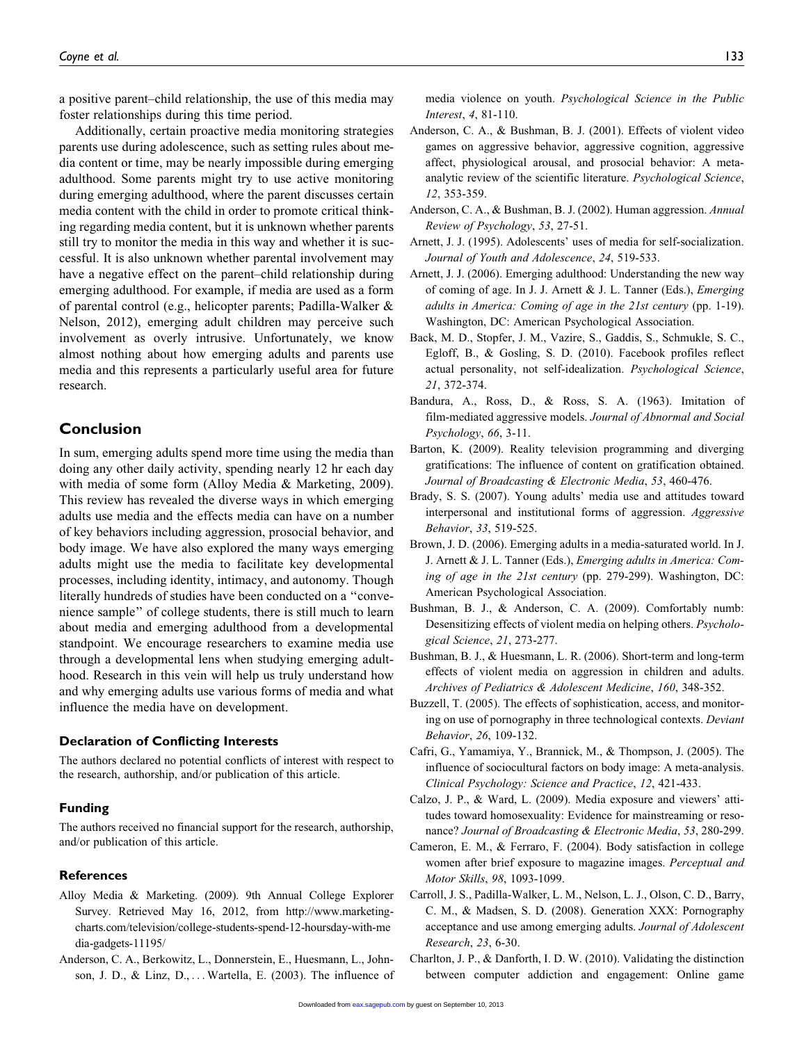a positive parent–child relationship, the use of this media may foster relationships during this time period.

Additionally, certain proactive media monitoring strategies parents use during adolescence, such as setting rules about media content or time, may be nearly impossible during emerging adulthood. Some parents might try to use active monitoring during emerging adulthood, where the parent discusses certain media content with the child in order to promote critical thinking regarding media content, but it is unknown whether parents still try to monitor the media in this way and whether it is successful. It is also unknown whether parental involvement may have a negative effect on the parent–child relationship during emerging adulthood. For example, if media are used as a form of parental control (e.g., helicopter parents; Padilla-Walker & Nelson, 2012), emerging adult children may perceive such involvement as overly intrusive. Unfortunately, we know almost nothing about how emerging adults and parents use media and this represents a particularly useful area for future research.

## Conclusion

In sum, emerging adults spend more time using the media than doing any other daily activity, spending nearly 12 hr each day with media of some form (Alloy Media & Marketing, 2009). This review has revealed the diverse ways in which emerging adults use media and the effects media can have on a number of key behaviors including aggression, prosocial behavior, and body image. We have also explored the many ways emerging adults might use the media to facilitate key developmental processes, including identity, intimacy, and autonomy. Though literally hundreds of studies have been conducted on a ''convenience sample'' of college students, there is still much to learn about media and emerging adulthood from a developmental standpoint. We encourage researchers to examine media use through a developmental lens when studying emerging adulthood. Research in this vein will help us truly understand how and why emerging adults use various forms of media and what influence the media have on development.

### Declaration of Conflicting Interests

The authors declared no potential conflicts of interest with respect to the research, authorship, and/or publication of this article.

### Funding

The authors received no financial support for the research, authorship, and/or publication of this article.

### References

Alloy Media & Marketing. (2009). 9th Annual College Explorer Survey. Retrieved May 16, 2012, from http://www.marketingcharts.com/television/college-students-spend-12-hoursday-with-media-gadgets-11195/

Anderson, C. A., Berkowitz, L., Donnerstein, E., Huesmann, L., Johnson, J. D., & Linz, D., . . . Wartella, E. (2003). The influence of media violence on youth. *Psychological Science in the Public Interest*, *4*, 81-110.

Anderson, C. A., & Bushman, B. J. (2001). Effects of violent video games on aggressive behavior, aggressive cognition, aggressive affect, physiological arousal, and prosocial behavior: A meta-analytic review of the scientific literature. *Psychological Science*, *12*, 353-359.

Anderson, C. A., & Bushman, B. J. (2002). Human aggression. *Annual Review of Psychology*, *53*, 27-51.

Arnett, J. J. (1995). Adolescents' uses of media for self-socialization. *Journal of Youth and Adolescence*, *24*, 519-533.

Arnett, J. J. (2006). Emerging adulthood: Understanding the new way of coming of age. In J. J. Arnett & J. L. Tanner (Eds.), *Emerging adults in America: Coming of age in the 21st century* (pp. 1-19). Washington, DC: American Psychological Association.

Back, M. D., Stopfer, J. M., Vazire, S., Gaddis, S., Schmukle, S. C., Egloff, B., & Gosling, S. D. (2010). Facebook profiles reflect actual personality, not self-idealization. *Psychological Science*, *21*, 372-374.

Bandura, A., Ross, D., & Ross, S. A. (1963). Imitation of film-mediated aggressive models. *Journal of Abnormal and Social Psychology*, *66*, 3-11.

Barton, K. (2009). Reality television programming and diverging gratifications: The influence of content on gratification obtained. *Journal of Broadcasting & Electronic Media*, *53*, 460-476.

Brady, S. S. (2007). Young adults' media use and attitudes toward interpersonal and institutional forms of aggression. *Aggressive Behavior*, *33*, 519-525.

Brown, J. D. (2006). Emerging adults in a media-saturated world. In J. J. Arnett & J. L. Tanner (Eds.), *Emerging adults in America: Coming of age in the 21st century* (pp. 279-299). Washington, DC: American Psychological Association.

Bushman, B. J., & Anderson, C. A. (2009). Comfortably numb: Desensitizing effects of violent media on helping others. *Psychological Science*, *21*, 273-277.

Bushman, B. J., & Huesmann, L. R. (2006). Short-term and long-term effects of violent media on aggression in children and adults. *Archives of Pediatrics & Adolescent Medicine*, *160*, 348-352.

Buzzell, T. (2005). The effects of sophistication, access, and monitoring on use of pornography in three technological contexts. *Deviant Behavior*, *26*, 109-132.

Cafri, G., Yamamiya, Y., Brannick, M., & Thompson, J. (2005). The influence of sociocultural factors on body image: A meta-analysis. *Clinical Psychology: Science and Practice*, *12*, 421-433.

Calzo, J. P., & Ward, L. (2009). Media exposure and viewers' attitudes toward homosexuality: Evidence for mainstreaming or resonance? *Journal of Broadcasting & Electronic Media*, *53*, 280-299.

Cameron, E. M., & Ferraro, F. (2004). Body satisfaction in college women after brief exposure to magazine images. *Perceptual and Motor Skills*, *98*, 1093-1099.

Carroll, J. S., Padilla-Walker, L. M., Nelson, L. J., Olson, C. D., Barry, C. M., & Madsen, S. D. (2008). Generation XXX: Pornography acceptance and use among emerging adults. *Journal of Adolescent Research*, *23*, 6-30.

Charlton, J. P., & Danforth, I. D. W. (2010). Validating the distinction between computer addiction and engagement: Online game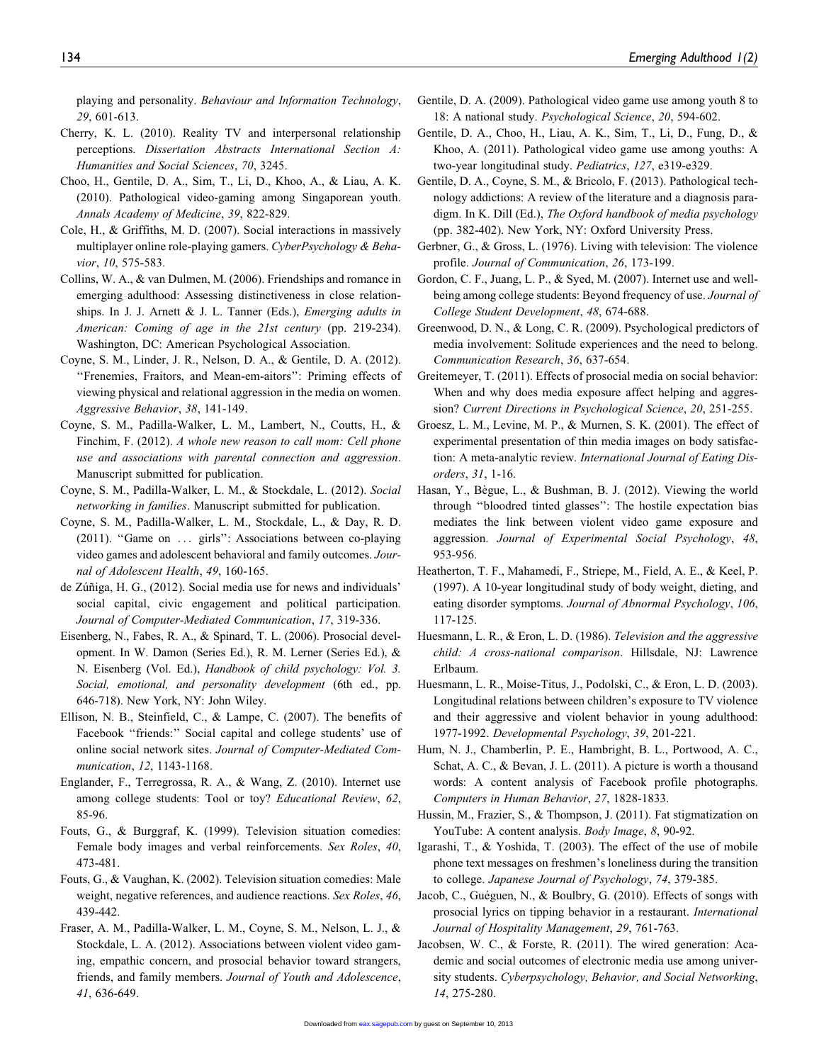playing and personality. *Behaviour and Information Technology*, *29*, 601-613.

Cherry, K. L. (2010). Reality TV and interpersonal relationship perceptions. *Dissertation Abstracts International Section A: Humanities and Social Sciences*, *70*, 3245.

Choo, H., Gentile, D. A., Sim, T., Li, D., Khoo, A., & Liau, A. K. (2010). Pathological video-gaming among Singaporean youth. *Annals Academy of Medicine*, *39*, 822-829.

Cole, H., & Griffiths, M. D. (2007). Social interactions in massively multiplayer online role-playing gamers. *CyberPsychology & Behavior*, *10*, 575-583.

Collins, W. A., & van Dulmen, M. (2006). Friendships and romance in emerging adulthood: Assessing distinctiveness in close relationships. In J. J. Arnett & J. L. Tanner (Eds.), *Emerging adults in American: Coming of age in the 21st century* (pp. 219-234). Washington, DC: American Psychological Association.

Coyne, S. M., Linder, J. R., Nelson, D. A., & Gentile, D. A. (2012). "Frenemies, Fraitors, and Mean-em-aitors": Priming effects of viewing physical and relational aggression in the media on women. *Aggressive Behavior*, *38*, 141-149.

Coyne, S. M., Padilla-Walker, L. M., Lambert, N., Coutts, H., & Finchim, F. (2012). *A whole new reason to call mom: Cell phone use and associations with parental connection and aggression*. Manuscript submitted for publication.

Coyne, S. M., Padilla-Walker, L. M., & Stockdale, L. (2012). *Social networking in families*. Manuscript submitted for publication.

Coyne, S. M., Padilla-Walker, L. M., Stockdale, L., & Day, R. D. (2011). "Game on ... girls": Associations between co-playing video games and adolescent behavioral and family outcomes. *Journal of Adolescent Health*, *49*, 160-165.

de Zúñiga, H. G., (2012). Social media use for news and individuals' social capital, civic engagement and political participation. *Journal of Computer-Mediated Communication*, *17*, 319-336.

Eisenberg, N., Fabes, R. A., & Spinard, T. L. (2006). Prosocial development. In W. Damon (Series Ed.), R. M. Lerner (Series Ed.), & N. Eisenberg (Vol. Ed.), *Handbook of child psychology: Vol. 3. Social, emotional, and personality development* (6th ed., pp. 646-718). New York, NY: John Wiley.

Ellison, N. B., Steinfield, C., & Lampe, C. (2007). The benefits of Facebook "friends:" Social capital and college students' use of online social network sites. *Journal of Computer-Mediated Communication*, *12*, 1143-1168.

Englander, F., Terregrossa, R. A., & Wang, Z. (2010). Internet use among college students: Tool or toy? *Educational Review*, *62*, 85-96.

Fouts, G., & Burggraf, K. (1999). Television situation comedies: Female body images and verbal reinforcements. *Sex Roles*, *40*, 473-481.

Fouts, G., & Vaughan, K. (2002). Television situation comedies: Male weight, negative references, and audience reactions. *Sex Roles*, *46*, 439-442.

Fraser, A. M., Padilla-Walker, L. M., Coyne, S. M., Nelson, L. J., & Stockdale, L. A. (2012). Associations between violent video gaming, empathic concern, and prosocial behavior toward strangers, friends, and family members. *Journal of Youth and Adolescence*, *41*, 636-649.

Gentile, D. A. (2009). Pathological video game use among youth 8 to 18: A national study. *Psychological Science*, *20*, 594-602.

Gentile, D. A., Choo, H., Liau, A. K., Sim, T., Li, D., Fung, D., & Khoo, A. (2011). Pathological video game use among youths: A two-year longitudinal study. *Pediatrics*, *127*, e319-e329.

Gentile, D. A., Coyne, S. M., & Bricolo, F. (2013). Pathological technology addictions: A review of the literature and a diagnosis paradigm. In K. Dill (Ed.), *The Oxford handbook of media psychology* (pp. 382-402). New York, NY: Oxford University Press.

Gerbner, G., & Gross, L. (1976). Living with television: The violence profile. *Journal of Communication*, *26*, 173-199.

Gordon, C. F., Juang, L. P., & Syed, M. (2007). Internet use and well-being among college students: Beyond frequency of use. *Journal of College Student Development*, *48*, 674-688.

Greenwood, D. N., & Long, C. R. (2009). Psychological predictors of media involvement: Solitude experiences and the need to belong. *Communication Research*, *36*, 637-654.

Greitemeyer, T. (2011). Effects of prosocial media on social behavior: When and why does media exposure affect helping and aggression? *Current Directions in Psychological Science*, *20*, 251-255.

Groesz, L. M., Levine, M. P., & Murnen, S. K. (2001). The effect of experimental presentation of thin media images on body satisfaction: A meta-analytic review. *International Journal of Eating Disorders*, *31*, 1-16.

Hasan, Y., Bègue, L., & Bushman, B. J. (2012). Viewing the world through "bloodred tinted glasses": The hostile expectation bias mediates the link between violent video game exposure and aggression. *Journal of Experimental Social Psychology*, *48*, 953-956.

Heatherton, T. F., Mahamedi, F., Striepe, M., Field, A. E., & Keel, P. (1997). A 10-year longitudinal study of body weight, dieting, and eating disorder symptoms. *Journal of Abnormal Psychology*, *106*, 117-125.

Huesmann, L. R., & Eron, L. D. (1986). *Television and the aggressive child: A cross-national comparison*. Hillsdale, NJ: Lawrence Erlbaum.

Huesmann, L. R., Moise-Titus, J., Podolski, C., & Eron, L. D. (2003). Longitudinal relations between children's exposure to TV violence and their aggressive and violent behavior in young adulthood: 1977-1992. *Developmental Psychology*, *39*, 201-221.

Hum, N. J., Chamberlin, P. E., Hambright, B. L., Portwood, A. C., Schat, A. C., & Bevan, J. L. (2011). A picture is worth a thousand words: A content analysis of Facebook profile photographs. *Computers in Human Behavior*, *27*, 1828-1833.

Hussin, M., Frazier, S., & Thompson, J. (2011). Fat stigmatization on YouTube: A content analysis. *Body Image*, *8*, 90-92.

Igarashi, T., & Yoshida, T. (2003). The effect of the use of mobile phone text messages on freshmen's loneliness during the transition to college. *Japanese Journal of Psychology*, *74*, 379-385.

Jacob, C., Guéguen, N., & Boulbry, G. (2010). Effects of songs with prosocial lyrics on tipping behavior in a restaurant. *International Journal of Hospitality Management*, *29*, 761-763.

Jacobsen, W. C., & Forste, R. (2011). The wired generation: Academic and social outcomes of electronic media use among university students. *Cyberpsychology, Behavior, and Social Networking*, *14*, 275-280.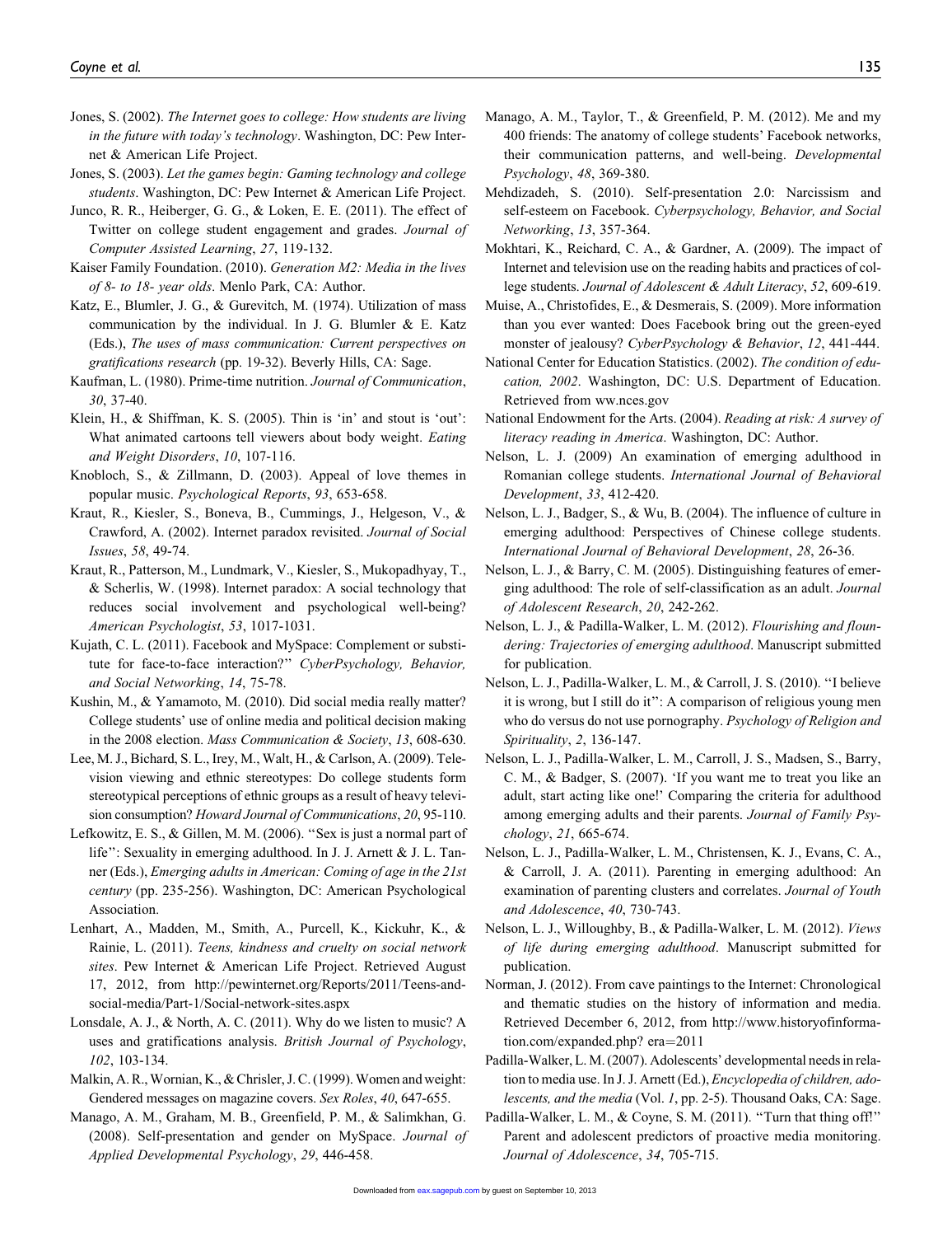Jones, S. (2002). *The Internet goes to college: How students are living in the future with today's technology*. Washington, DC: Pew Internet & American Life Project.

Jones, S. (2003). *Let the games begin: Gaming technology and college students*. Washington, DC: Pew Internet & American Life Project.

Junco, R. R., Heiberger, G. G., & Loken, E. E. (2011). The effect of Twitter on college student engagement and grades. *Journal of Computer Assisted Learning*, *27*, 119-132.

Kaiser Family Foundation. (2010). *Generation M2: Media in the lives of 8- to 18- year olds*. Menlo Park, CA: Author.

Katz, E., Blumler, J. G., & Gurevitch, M. (1974). Utilization of mass communication by the individual. In J. G. Blumler & E. Katz (Eds.), *The uses of mass communication: Current perspectives on gratifications research* (pp. 19-32). Beverly Hills, CA: Sage.

Kaufman, L. (1980). Prime-time nutrition. *Journal of Communication*, *30*, 37-40.

Klein, H., & Shiffman, K. S. (2005). Thin is 'in' and stout is 'out': What animated cartoons tell viewers about body weight. *Eating and Weight Disorders*, *10*, 107-116.

Knobloch, S., & Zillmann, D. (2003). Appeal of love themes in popular music. *Psychological Reports*, *93*, 653-658.

Kraut, R., Kiesler, S., Boneva, B., Cummings, J., Helgeson, V., & Crawford, A. (2002). Internet paradox revisited. *Journal of Social Issues*, *58*, 49-74.

Kraut, R., Patterson, M., Lundmark, V., Kiesler, S., Mukopadhyay, T., & Scherlis, W. (1998). Internet paradox: A social technology that reduces social involvement and psychological well-being? *American Psychologist*, *53*, 1017-1031.

Kujath, C. L. (2011). Facebook and MySpace: Complement or substitute for face-to-face interaction?'' *CyberPsychology, Behavior, and Social Networking*, *14*, 75-78.

Kushin, M., & Yamamoto, M. (2010). Did social media really matter? College students' use of online media and political decision making in the 2008 election. *Mass Communication & Society*, *13*, 608-630.

Lee, M. J., Bichard, S. L., Irey, M., Walt, H., & Carlson, A. (2009). Television viewing and ethnic stereotypes: Do college students form stereotypical perceptions of ethnic groups as a result of heavy television consumption? *Howard Journal of Communications*, *20*, 95-110.

Lefkowitz, E. S., & Gillen, M. M. (2006). ''Sex is just a normal part of life'': Sexuality in emerging adulthood. In J. J. Arnett & J. L. Tanner (Eds.), *Emerging adults in American: Coming of age in the 21st century* (pp. 235-256). Washington, DC: American Psychological Association.

Lenhart, A., Madden, M., Smith, A., Purcell, K., Kickuhr, K., & Rainie, L. (2011). *Teens, kindness and cruelty on social network sites*. Pew Internet & American Life Project. Retrieved August 17, 2012, from http://pewinternet.org/Reports/2011/Teens-and-social-media/Part-1/Social-network-sites.aspx

Lonsdale, A. J., & North, A. C. (2011). Why do we listen to music? A uses and gratifications analysis. *British Journal of Psychology*, *102*, 103-134.

Malkin, A. R., Wornian, K., & Chrisler, J. C. (1999). Women and weight: Gendered messages on magazine covers. *Sex Roles*, *40*, 647-655.

Manago, A. M., Graham, M. B., Greenfield, P. M., & Salimkhan, G. (2008). Self-presentation and gender on MySpace. *Journal of Applied Developmental Psychology*, *29*, 446-458.

Manago, A. M., Taylor, T., & Greenfield, P. M. (2012). Me and my 400 friends: The anatomy of college students' Facebook networks, their communication patterns, and well-being. *Developmental Psychology*, *48*, 369-380.

Mehdizadeh, S. (2010). Self-presentation 2.0: Narcissism and self-esteem on Facebook. *Cyberpsychology, Behavior, and Social Networking*, *13*, 357-364.

Mokhtari, K., Reichard, C. A., & Gardner, A. (2009). The impact of Internet and television use on the reading habits and practices of college students. *Journal of Adolescent & Adult Literacy*, *52*, 609-619.

Muise, A., Christofides, E., & Desmerais, S. (2009). More information than you ever wanted: Does Facebook bring out the green-eyed monster of jealousy? *CyberPsychology & Behavior*, *12*, 441-444.

National Center for Education Statistics. (2002). *The condition of education, 2002*. Washington, DC: U.S. Department of Education. Retrieved from ww.nces.gov

National Endowment for the Arts. (2004). *Reading at risk: A survey of literacy reading in America*. Washington, DC: Author.

Nelson, L. J. (2009) An examination of emerging adulthood in Romanian college students. *International Journal of Behavioral Development*, *33*, 412-420.

Nelson, L. J., Badger, S., & Wu, B. (2004). The influence of culture in emerging adulthood: Perspectives of Chinese college students. *International Journal of Behavioral Development*, *28*, 26-36.

Nelson, L. J., & Barry, C. M. (2005). Distinguishing features of emerging adulthood: The role of self-classification as an adult. *Journal of Adolescent Research*, *20*, 242-262.

Nelson, L. J., & Padilla-Walker, L. M. (2012). *Flourishing and floundering: Trajectories of emerging adulthood*. Manuscript submitted for publication.

Nelson, L. J., Padilla-Walker, L. M., & Carroll, J. S. (2010). ''I believe it is wrong, but I still do it'': A comparison of religious young men who do versus do not use pornography. *Psychology of Religion and Spirituality*, *2*, 136-147.

Nelson, L. J., Padilla-Walker, L. M., Carroll, J. S., Madsen, S., Barry, C. M., & Badger, S. (2007). 'If you want me to treat you like an adult, start acting like one!' Comparing the criteria for adulthood among emerging adults and their parents. *Journal of Family Psychology*, *21*, 665-674.

Nelson, L. J., Padilla-Walker, L. M., Christensen, K. J., Evans, C. A., & Carroll, J. A. (2011). Parenting in emerging adulthood: An examination of parenting clusters and correlates. *Journal of Youth and Adolescence*, *40*, 730-743.

Nelson, L. J., Willoughby, B., & Padilla-Walker, L. M. (2012). *Views of life during emerging adulthood*. Manuscript submitted for publication.

Norman, J. (2012). From cave paintings to the Internet: Chronological and thematic studies on the history of information and media. Retrieved December 6, 2012, from http://www.historyofinformation.com/expanded.php? era=2011

Padilla-Walker, L. M. (2007). Adolescents' developmental needs in relation to media use. In J. J. Arnett (Ed.), *Encyclopedia of children, adolescents, and the media* (Vol. *1*, pp. 2-5). Thousand Oaks, CA: Sage.

Padilla-Walker, L. M., & Coyne, S. M. (2011). ''Turn that thing off!'' Parent and adolescent predictors of proactive media monitoring. *Journal of Adolescence*, *34*, 705-715.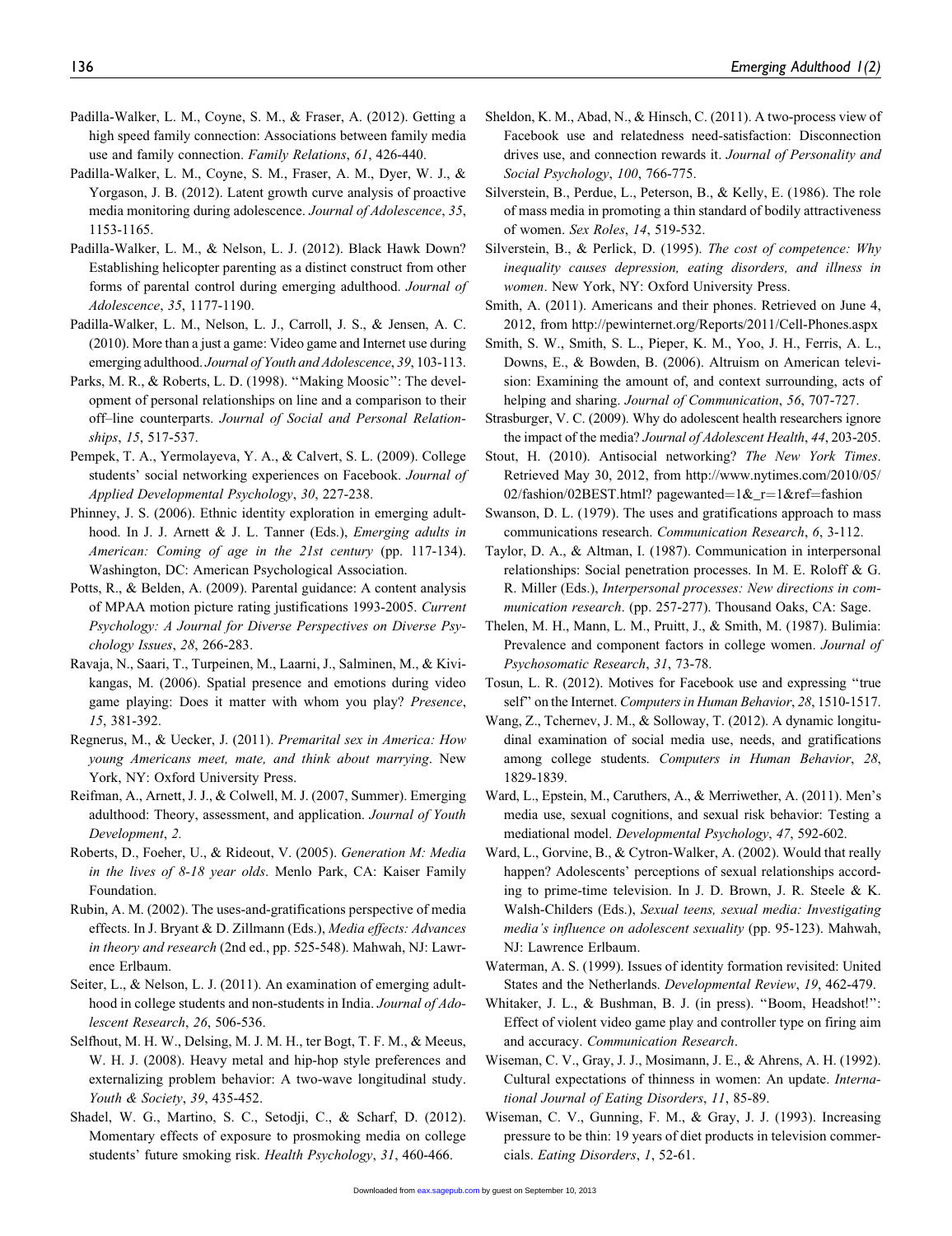Padilla-Walker, L. M., Coyne, S. M., & Fraser, A. (2012). Getting a high speed family connection: Associations between family media use and family connection. *Family Relations*, *61*, 426-440.

Padilla-Walker, L. M., Coyne, S. M., Fraser, A. M., Dyer, W. J., & Yorgason, J. B. (2012). Latent growth curve analysis of proactive media monitoring during adolescence. *Journal of Adolescence*, *35*, 1153-1165.

Padilla-Walker, L. M., & Nelson, L. J. (2012). Black Hawk Down? Establishing helicopter parenting as a distinct construct from other forms of parental control during emerging adulthood. *Journal of Adolescence*, *35*, 1177-1190.

Padilla-Walker, L. M., Nelson, L. J., Carroll, J. S., & Jensen, A. C. (2010). More than a just a game: Video game and Internet use during emerging adulthood. *Journal of Youth and Adolescence*, *39*, 103-113.

Parks, M. R., & Roberts, L. D. (1998). "Making Moosic": The development of personal relationships on line and a comparison to their off–line counterparts. *Journal of Social and Personal Relationships*, *15*, 517-537.

Pempek, T. A., Yermolayeva, Y. A., & Calvert, S. L. (2009). College students' social networking experiences on Facebook. *Journal of Applied Developmental Psychology*, *30*, 227-238.

Phinney, J. S. (2006). Ethnic identity exploration in emerging adulthood. In J. J. Arnett & J. L. Tanner (Eds.), *Emerging adults in American: Coming of age in the 21st century* (pp. 117-134). Washington, DC: American Psychological Association.

Potts, R., & Belden, A. (2009). Parental guidance: A content analysis of MPAA motion picture rating justifications 1993-2005. *Current Psychology: A Journal for Diverse Perspectives on Diverse Psychology Issues*, *28*, 266-283.

Ravaja, N., Saari, T., Turpeinen, M., Laarni, J., Salminen, M., & Kivikangas, M. (2006). Spatial presence and emotions during video game playing: Does it matter with whom you play? *Presence*, *15*, 381-392.

Regnerus, M., & Uecker, J. (2011). *Premarital sex in America: How young Americans meet, mate, and think about marrying*. New York, NY: Oxford University Press.

Reifman, A., Arnett, J. J., & Colwell, M. J. (2007, Summer). Emerging adulthood: Theory, assessment, and application. *Journal of Youth Development*, *2*.

Roberts, D., Foeher, U., & Rideout, V. (2005). *Generation M: Media in the lives of 8-18 year olds*. Menlo Park, CA: Kaiser Family Foundation.

Rubin, A. M. (2002). The uses-and-gratifications perspective of media effects. In J. Bryant & D. Zillmann (Eds.), *Media effects: Advances in theory and research* (2nd ed., pp. 525-548). Mahwah, NJ: Lawrence Erlbaum.

Seiter, L., & Nelson, L. J. (2011). An examination of emerging adulthood in college students and non-students in India. *Journal of Adolescent Research*, *26*, 506-536.

Selfhout, M. H. W., Delsing, M. J. M. H., ter Bogt, T. F. M., & Meeus, W. H. J. (2008). Heavy metal and hip-hop style preferences and externalizing problem behavior: A two-wave longitudinal study. *Youth & Society*, *39*, 435-452.

Shadel, W. G., Martino, S. C., Setodji, C., & Scharf, D. (2012). Momentary effects of exposure to prosmoking media on college students' future smoking risk. *Health Psychology*, *31*, 460-466.

Sheldon, K. M., Abad, N., & Hinsch, C. (2011). A two-process view of Facebook use and relatedness need-satisfaction: Disconnection drives use, and connection rewards it. *Journal of Personality and Social Psychology*, *100*, 766-775.

Silverstein, B., Perdue, L., Peterson, B., & Kelly, E. (1986). The role of mass media in promoting a thin standard of bodily attractiveness of women. *Sex Roles*, *14*, 519-532.

Silverstein, B., & Perlick, D. (1995). *The cost of competence: Why inequality causes depression, eating disorders, and illness in women*. New York, NY: Oxford University Press.

Smith, A. (2011). Americans and their phones. Retrieved on June 4, 2012, from http://pewinternet.org/Reports/2011/Cell-Phones.aspx

Smith, S. W., Smith, S. L., Pieper, K. M., Yoo, J. H., Ferris, A. L., Downs, E., & Bowden, B. (2006). Altruism on American television: Examining the amount of, and context surrounding, acts of helping and sharing. *Journal of Communication*, *56*, 707-727.

Strasburger, V. C. (2009). Why do adolescent health researchers ignore the impact of the media? *Journal of Adolescent Health*, *44*, 203-205.

Stout, H. (2010). Antisocial networking? *The New York Times*. Retrieved May 30, 2012, from http://www.nytimes.com/2010/05/02/fashion/02BEST.html? pagewanted=1&_r=1&ref=fashion

Swanson, D. L. (1979). The uses and gratifications approach to mass communications research. *Communication Research*, *6*, 3-112.

Taylor, D. A., & Altman, I. (1987). Communication in interpersonal relationships: Social penetration processes. In M. E. Roloff & G. R. Miller (Eds.), *Interpersonal processes: New directions in communication research*. (pp. 257-277). Thousand Oaks, CA: Sage.

Thelen, M. H., Mann, L. M., Pruitt, J., & Smith, M. (1987). Bulimia: Prevalence and component factors in college women. *Journal of Psychosomatic Research*, *31*, 73-78.

Tosun, L. R. (2012). Motives for Facebook use and expressing "true self" on the Internet. *Computers in Human Behavior*, *28*, 1510-1517.

Wang, Z., Tchernev, J. M., & Solloway, T. (2012). A dynamic longitudinal examination of social media use, needs, and gratifications among college students. *Computers in Human Behavior*, *28*, 1829-1839.

Ward, L., Epstein, M., Caruthers, A., & Merriwether, A. (2011). Men's media use, sexual cognitions, and sexual risk behavior: Testing a mediational model. *Developmental Psychology*, *47*, 592-602.

Ward, L., Gorvine, B., & Cytron-Walker, A. (2002). Would that really happen? Adolescents' perceptions of sexual relationships according to prime-time television. In J. D. Brown, J. R. Steele & K. Walsh-Childers (Eds.), *Sexual teens, sexual media: Investigating media's influence on adolescent sexuality* (pp. 95-123). Mahwah, NJ: Lawrence Erlbaum.

Waterman, A. S. (1999). Issues of identity formation revisited: United States and the Netherlands. *Developmental Review*, *19*, 462-479.

Whitaker, J. L., & Bushman, B. J. (in press). "Boom, Headshot!": Effect of violent video game play and controller type on firing aim and accuracy. *Communication Research*.

Wiseman, C. V., Gray, J. J., Mosimann, J. E., & Ahrens, A. H. (1992). Cultural expectations of thinness in women: An update. *International Journal of Eating Disorders*, *11*, 85-89.

Wiseman, C. V., Gunning, F. M., & Gray, J. J. (1993). Increasing pressure to be thin: 19 years of diet products in television commercials. *Eating Disorders*, *1*, 52-61.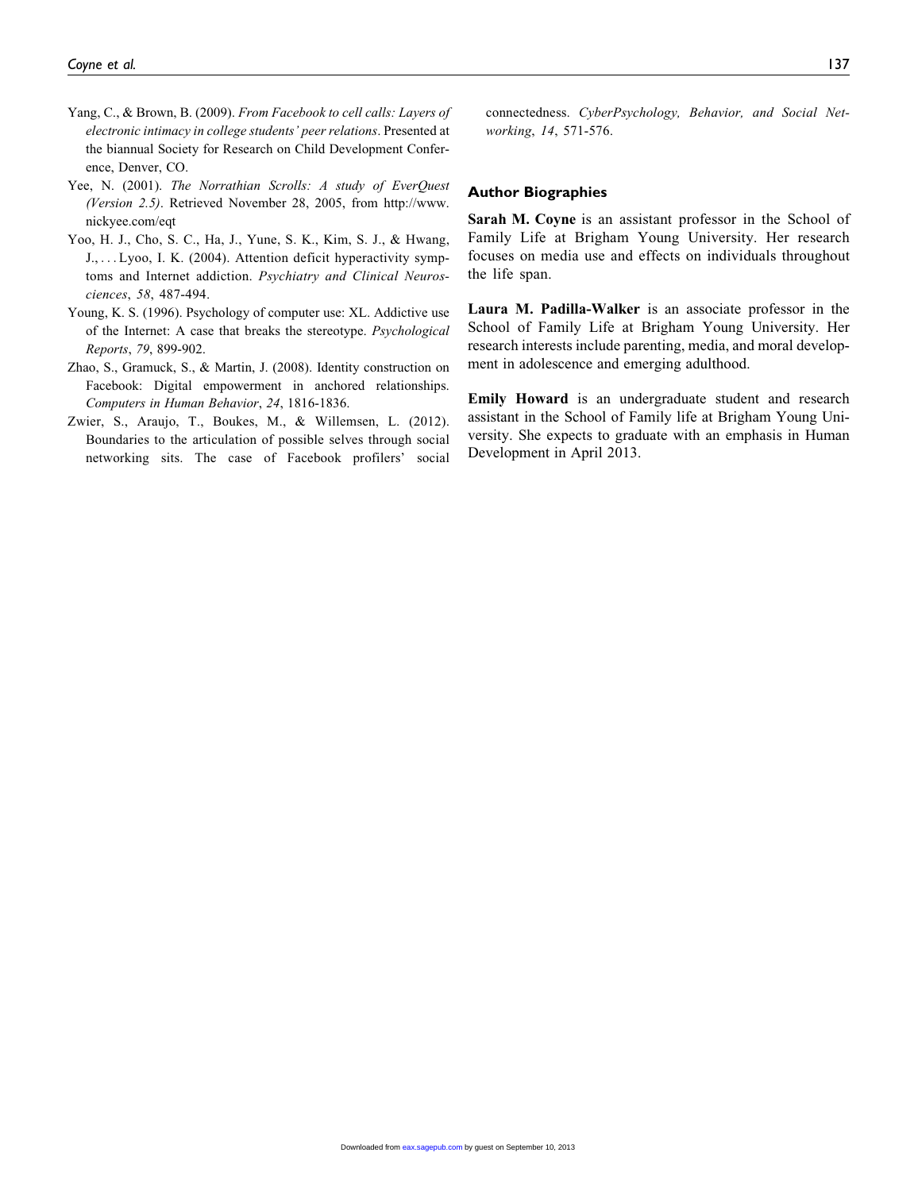Yang, C., & Brown, B. (2009). *From Facebook to cell calls: Layers of electronic intimacy in college students' peer relations*. Presented at the biannual Society for Research on Child Development Conference, Denver, CO.

Yee, N. (2001). *The Norrathian Scrolls: A study of EverQuest (Version 2.5)*. Retrieved November 28, 2005, from http://www.nickyee.com/eqt

Yoo, H. J., Cho, S. C., Ha, J., Yune, S. K., Kim, S. J., & Hwang, J., . . . Lyoo, I. K. (2004). Attention deficit hyperactivity symptoms and Internet addiction. *Psychiatry and Clinical Neurosciences*, *58*, 487-494.

Young, K. S. (1996). Psychology of computer use: XL. Addictive use of the Internet: A case that breaks the stereotype. *Psychological Reports*, *79*, 899-902.

Zhao, S., Gramuck, S., & Martin, J. (2008). Identity construction on Facebook: Digital empowerment in anchored relationships. *Computers in Human Behavior*, *24*, 1816-1836.

Zwier, S., Araujo, T., Boukes, M., & Willemsen, L. (2012). Boundaries to the articulation of possible selves through social networking sits. The case of Facebook profilers' social connectedness. *CyberPsychology, Behavior, and Social Networking*, *14*, 571-576.

## Author Biographies

**Sarah M. Coyne** is an assistant professor in the School of Family Life at Brigham Young University. Her research focuses on media use and effects on individuals throughout the life span.

**Laura M. Padilla-Walker** is an associate professor in the School of Family Life at Brigham Young University. Her research interests include parenting, media, and moral development in adolescence and emerging adulthood.

**Emily Howard** is an undergraduate student and research assistant in the School of Family life at Brigham Young University. She expects to graduate with an emphasis in Human Development in April 2013.